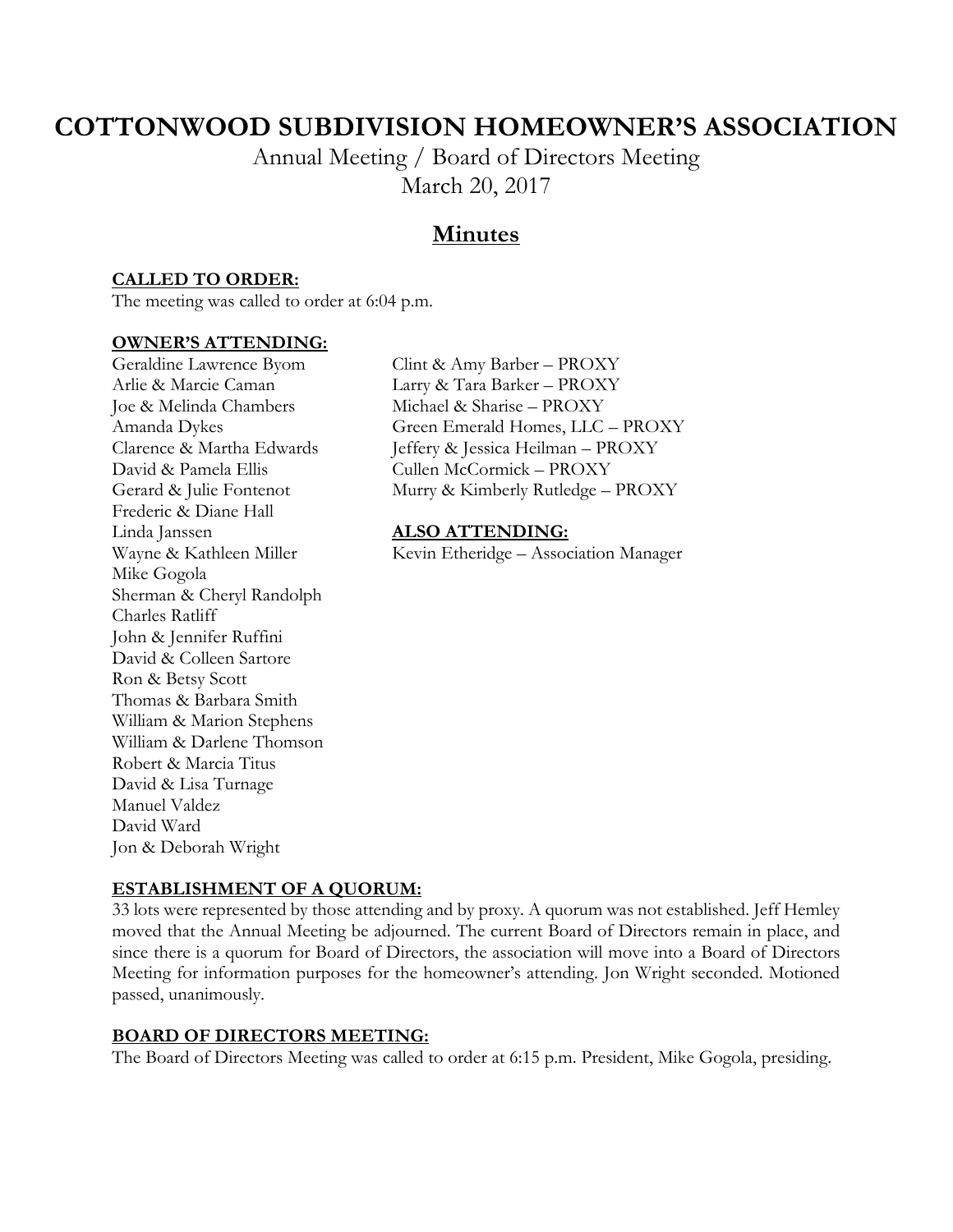# COTTONWOOD SUBDIVISION HOMEOWNER'S ASSOCIATION

Annual Meeting / Board of Directors Meeting

March 20, 2017

## Minutes

**CALLED TO ORDER:**

The meeting was called to order at 6:04 p.m.

**OWNER'S ATTENDING:**

Geraldine Lawrence Byom
Arlie & Marcie Caman
Joe & Melinda Chambers
Amanda Dykes
Clarence & Martha Edwards
David & Pamela Ellis
Gerard & Julie Fontenot
Frederic & Diane Hall
Linda Janssen
Wayne & Kathleen Miller
Mike Gogola
Sherman & Cheryl Randolph
Charles Ratliff
John & Jennifer Ruffini
David & Colleen Sartore
Ron & Betsy Scott
Thomas & Barbara Smith
William & Marion Stephens
William & Darlene Thomson
Robert & Marcia Titus
David & Lisa Turnage
Manuel Valdez
David Ward
Jon & Deborah Wright

Clint & Amy Barber – PROXY
Larry & Tara Barker – PROXY
Michael & Sharise – PROXY
Green Emerald Homes, LLC – PROXY
Jeffery & Jessica Heilman – PROXY
Cullen McCormick – PROXY
Murry & Kimberly Rutledge – PROXY

**ALSO ATTENDING:**

Kevin Etheridge – Association Manager

**ESTABLISHMENT OF A QUORUM:**

33 lots were represented by those attending and by proxy. A quorum was not established. Jeff Hemley moved that the Annual Meeting be adjourned. The current Board of Directors remain in place, and since there is a quorum for Board of Directors, the association will move into a Board of Directors Meeting for information purposes for the homeowner's attending. Jon Wright seconded. Motioned passed, unanimously.

**BOARD OF DIRECTORS MEETING:**

The Board of Directors Meeting was called to order at 6:15 p.m. President, Mike Gogola, presiding.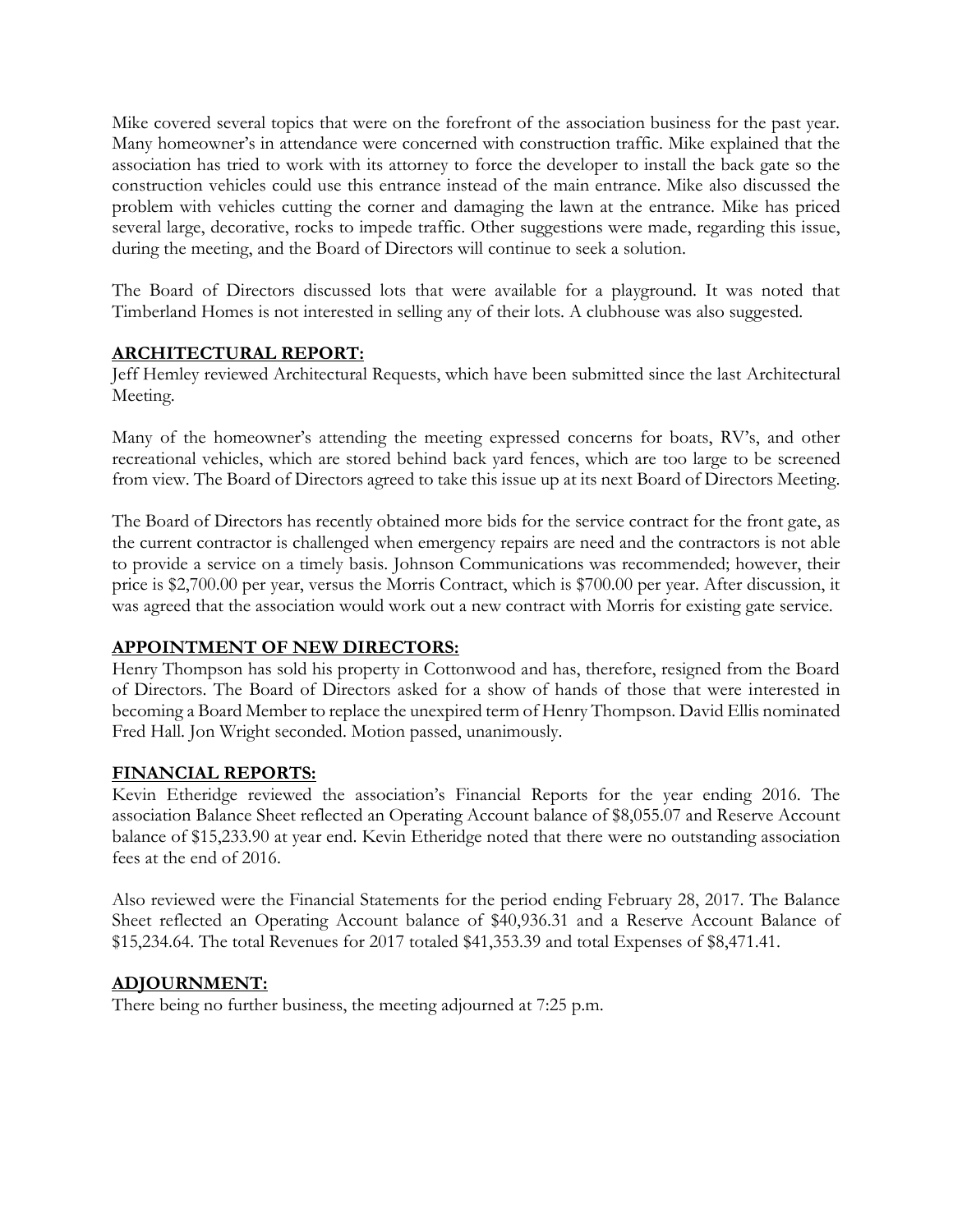Mike covered several topics that were on the forefront of the association business for the past year. Many homeowner's in attendance were concerned with construction traffic. Mike explained that the association has tried to work with its attorney to force the developer to install the back gate so the construction vehicles could use this entrance instead of the main entrance. Mike also discussed the problem with vehicles cutting the corner and damaging the lawn at the entrance. Mike has priced several large, decorative, rocks to impede traffic. Other suggestions were made, regarding this issue, during the meeting, and the Board of Directors will continue to seek a solution.

The Board of Directors discussed lots that were available for a playground. It was noted that Timberland Homes is not interested in selling any of their lots. A clubhouse was also suggested.

## ARCHITECTURAL REPORT:

Jeff Hemley reviewed Architectural Requests, which have been submitted since the last Architectural Meeting.

Many of the homeowner's attending the meeting expressed concerns for boats, RV's, and other recreational vehicles, which are stored behind back yard fences, which are too large to be screened from view. The Board of Directors agreed to take this issue up at its next Board of Directors Meeting.

The Board of Directors has recently obtained more bids for the service contract for the front gate, as the current contractor is challenged when emergency repairs are need and the contractors is not able to provide a service on a timely basis. Johnson Communications was recommended; however, their price is $2,700.00 per year, versus the Morris Contract, which is $700.00 per year. After discussion, it was agreed that the association would work out a new contract with Morris for existing gate service.

## APPOINTMENT OF NEW DIRECTORS:

Henry Thompson has sold his property in Cottonwood and has, therefore, resigned from the Board of Directors. The Board of Directors asked for a show of hands of those that were interested in becoming a Board Member to replace the unexpired term of Henry Thompson. David Ellis nominated Fred Hall. Jon Wright seconded. Motion passed, unanimously.

## FINANCIAL REPORTS:

Kevin Etheridge reviewed the association's Financial Reports for the year ending 2016. The association Balance Sheet reflected an Operating Account balance of $8,055.07 and Reserve Account balance of $15,233.90 at year end. Kevin Etheridge noted that there were no outstanding association fees at the end of 2016.

Also reviewed were the Financial Statements for the period ending February 28, 2017. The Balance Sheet reflected an Operating Account balance of $40,936.31 and a Reserve Account Balance of $15,234.64. The total Revenues for 2017 totaled $41,353.39 and total Expenses of $8,471.41.

## ADJOURNMENT:

There being no further business, the meeting adjourned at 7:25 p.m.